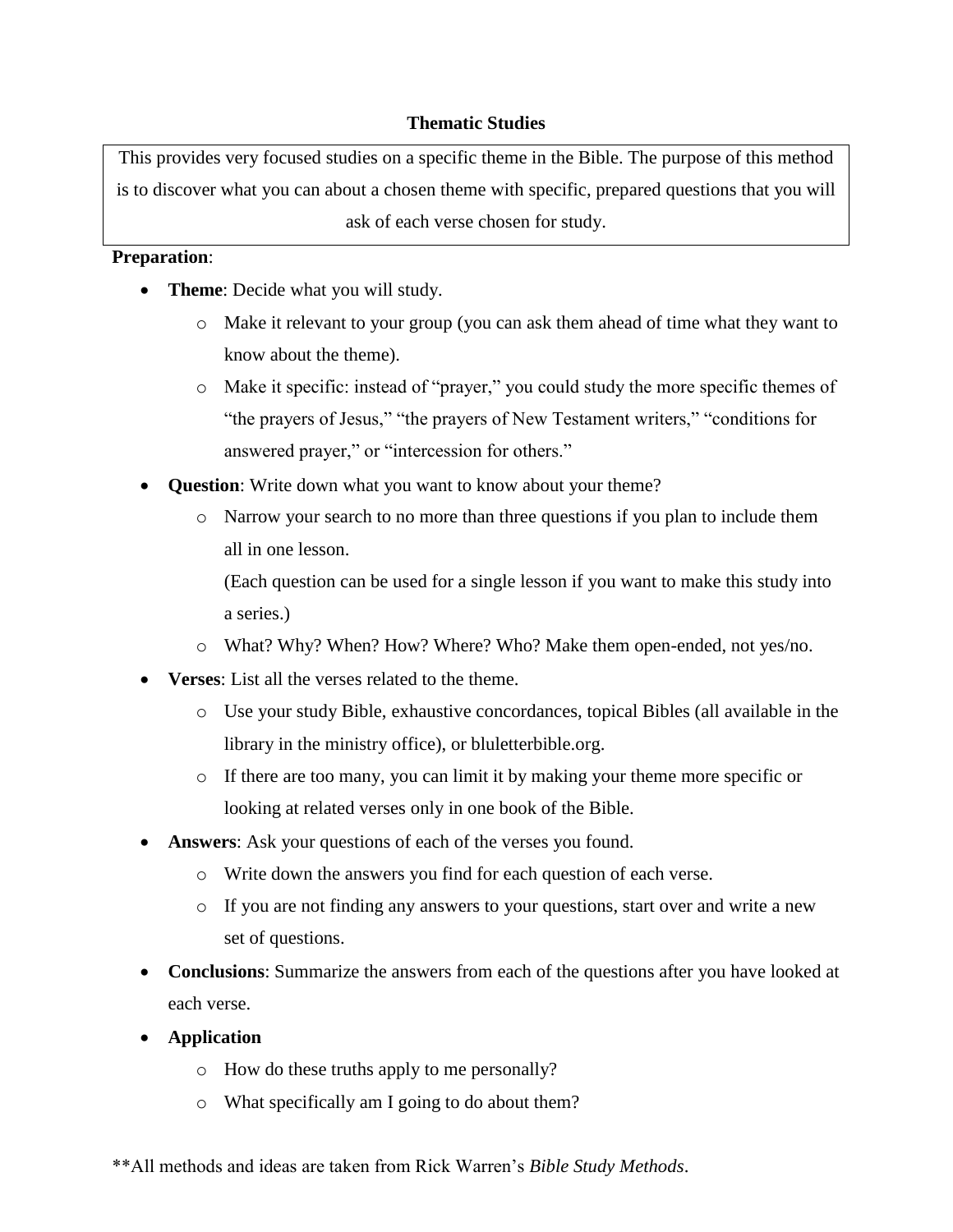## Thematic Studies

This provides very focused studies on a specific theme in the Bible. The purpose of this method is to discover what you can about a chosen theme with specific, prepared questions that you will ask of each verse chosen for study.

**Preparation**:

- **Theme**: Decide what you will study.
  - Make it relevant to your group (you can ask them ahead of time what they want to know about the theme).
  - Make it specific: instead of "prayer," you could study the more specific themes of "the prayers of Jesus," "the prayers of New Testament writers," "conditions for answered prayer," or "intercession for others."
- **Question**: Write down what you want to know about your theme?
  - Narrow your search to no more than three questions if you plan to include them all in one lesson.

    (Each question can be used for a single lesson if you want to make this study into a series.)
  - What? Why? When? How? Where? Who? Make them open-ended, not yes/no.
- **Verses**: List all the verses related to the theme.
  - Use your study Bible, exhaustive concordances, topical Bibles (all available in the library in the ministry office), or bluletterbible.org.
  - If there are too many, you can limit it by making your theme more specific or looking at related verses only in one book of the Bible.
- **Answers**: Ask your questions of each of the verses you found.
  - Write down the answers you find for each question of each verse.
  - If you are not finding any answers to your questions, start over and write a new set of questions.
- **Conclusions**: Summarize the answers from each of the questions after you have looked at each verse.
- **Application**
  - How do these truths apply to me personally?
  - What specifically am I going to do about them?

**All methods and ideas are taken from Rick Warren's *Bible Study Methods*.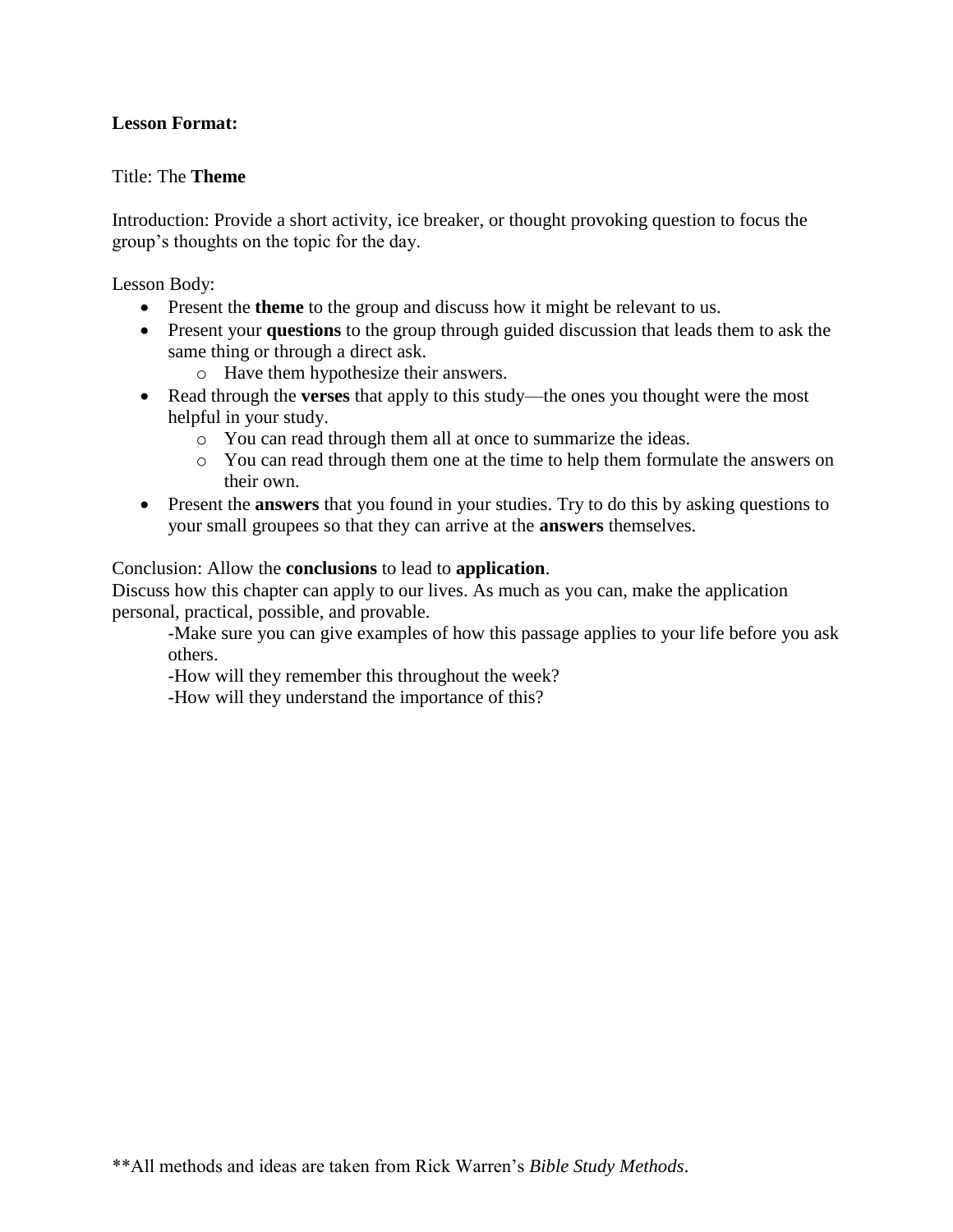**Lesson Format:**

Title: The **Theme**

Introduction: Provide a short activity, ice breaker, or thought provoking question to focus the group's thoughts on the topic for the day.

Lesson Body:

- Present the **theme** to the group and discuss how it might be relevant to us.
- Present your **questions** to the group through guided discussion that leads them to ask the same thing or through a direct ask.
  - Have them hypothesize their answers.
- Read through the **verses** that apply to this study—the ones you thought were the most helpful in your study.
  - You can read through them all at once to summarize the ideas.
  - You can read through them one at the time to help them formulate the answers on their own.
- Present the **answers** that you found in your studies. Try to do this by asking questions to your small groupees so that they can arrive at the **answers** themselves.

Conclusion: Allow the **conclusions** to lead to **application**.
Discuss how this chapter can apply to our lives. As much as you can, make the application personal, practical, possible, and provable.

> -Make sure you can give examples of how this passage applies to your life before you ask others.
> -How will they remember this throughout the week?
> -How will they understand the importance of this?

**All methods and ideas are taken from Rick Warren's *Bible Study Methods*.